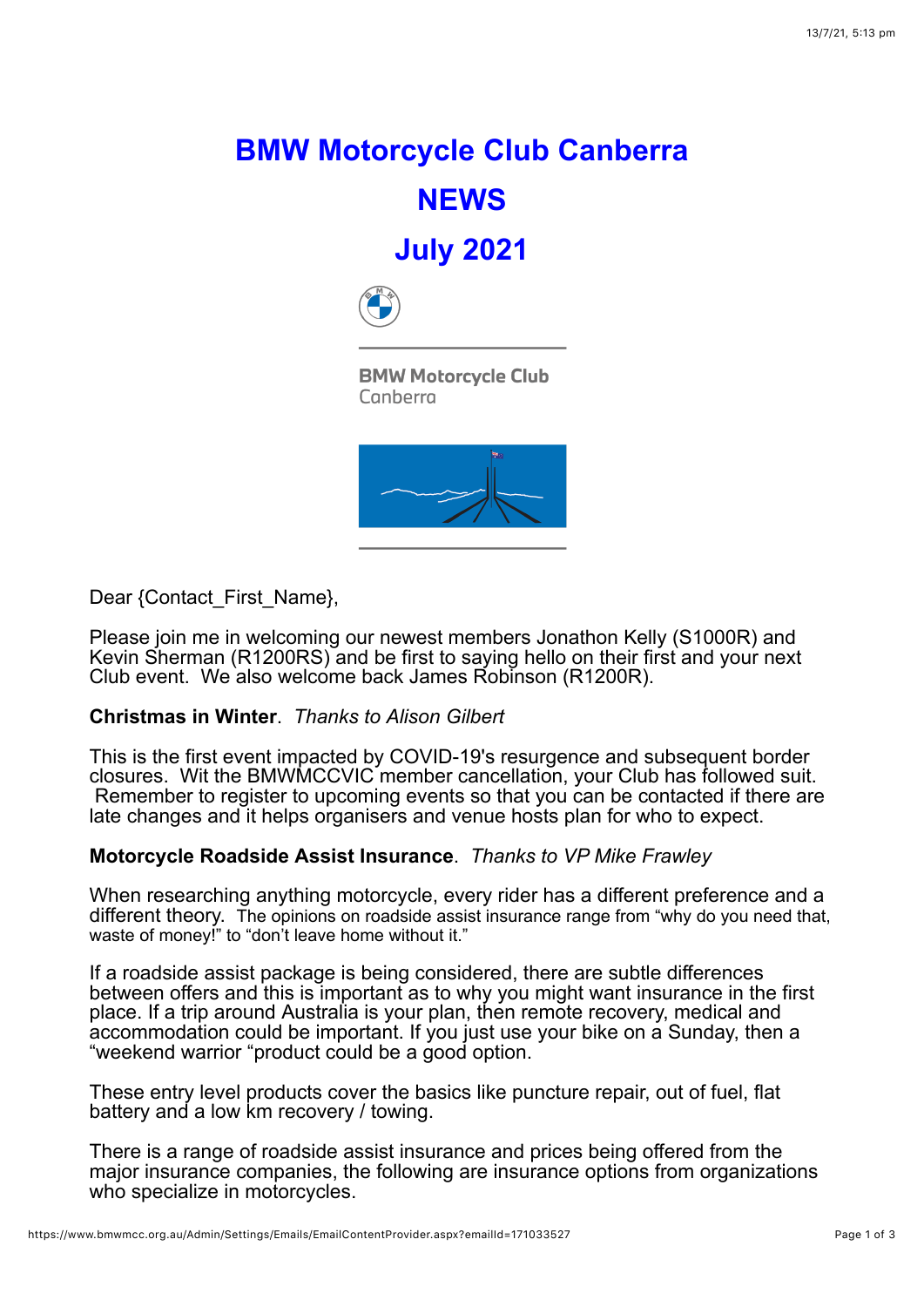# BMW Motorcycle Club Canberra

# NEWS

# July 2021

BMW Motorcycle Club
Canberra

Dear {Contact_First_Name},

Please join me in welcoming our newest members Jonathon Kelly (S1000R) and Kevin Sherman (R1200RS) and be first to saying hello on their first and your next Club event. We also welcome back James Robinson (R1200R).

**Christmas in Winter**. *Thanks to Alison Gilbert*

This is the first event impacted by COVID-19's resurgence and subsequent border closures. Wit the BMWMCCVIC member cancellation, your Club has followed suit. Remember to register to upcoming events so that you can be contacted if there are late changes and it helps organisers and venue hosts plan for who to expect.

**Motorcycle Roadside Assist Insurance**. *Thanks to VP Mike Frawley*

When researching anything motorcycle, every rider has a different preference and a different theory. The opinions on roadside assist insurance range from "why do you need that, waste of money!" to "don't leave home without it."

If a roadside assist package is being considered, there are subtle differences between offers and this is important as to why you might want insurance in the first place. If a trip around Australia is your plan, then remote recovery, medical and accommodation could be important. If you just use your bike on a Sunday, then a "weekend warrior "product could be a good option.

These entry level products cover the basics like puncture repair, out of fuel, flat battery and a low km recovery / towing.

There is a range of roadside assist insurance and prices being offered from the major insurance companies, the following are insurance options from organizations who specialize in motorcycles.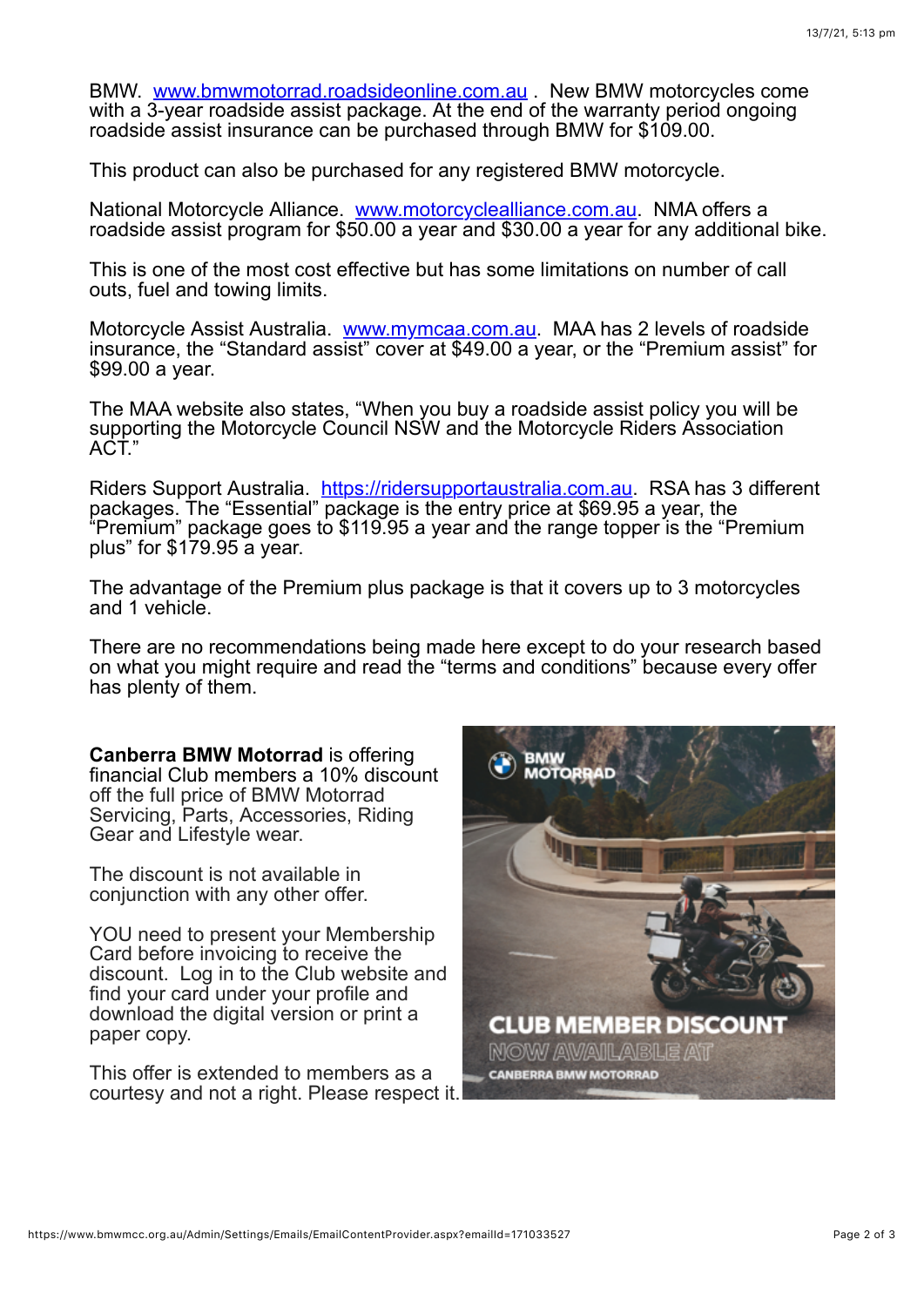BMW. [www.bmwmotorrad.roadsideonline.com.au](http://www.bmwmotorrad.roadsideonline.com.au). New BMW motorcycles come with a 3-year roadside assist package. At the end of the warranty period ongoing roadside assist insurance can be purchased through BMW for $109.00.

This product can also be purchased for any registered BMW motorcycle.

National Motorcycle Alliance. [www.motorcyclealliance.com.au](http://www.motorcyclealliance.com.au). NMA offers a roadside assist program for $50.00 a year and $30.00 a year for any additional bike.

This is one of the most cost effective but has some limitations on number of call outs, fuel and towing limits.

Motorcycle Assist Australia. [www.mymcaa.com.au](http://www.mymcaa.com.au). MAA has 2 levels of roadside insurance, the "Standard assist" cover at $49.00 a year, or the "Premium assist" for $99.00 a year.

The MAA website also states, "When you buy a roadside assist policy you will be supporting the Motorcycle Council NSW and the Motorcycle Riders Association ACT."

Riders Support Australia. [https://ridersupportaustralia.com.au](https://ridersupportaustralia.com.au). RSA has 3 different packages. The "Essential" package is the entry price at $69.95 a year, the "Premium" package goes to $119.95 a year and the range topper is the "Premium plus" for $179.95 a year.

The advantage of the Premium plus package is that it covers up to 3 motorcycles and 1 vehicle.

There are no recommendations being made here except to do your research based on what you might require and read the "terms and conditions" because every offer has plenty of them.

**Canberra BMW Motorrad** is offering financial Club members a 10% discount off the full price of BMW Motorrad Servicing, Parts, Accessories, Riding Gear and Lifestyle wear.

The discount is not available in conjunction with any other offer.

YOU need to present your Membership Card before invoicing to receive the discount. Log in to the Club website and find your card under your profile and download the digital version or print a paper copy.

This offer is extended to members as a courtesy and not a right. Please respect it.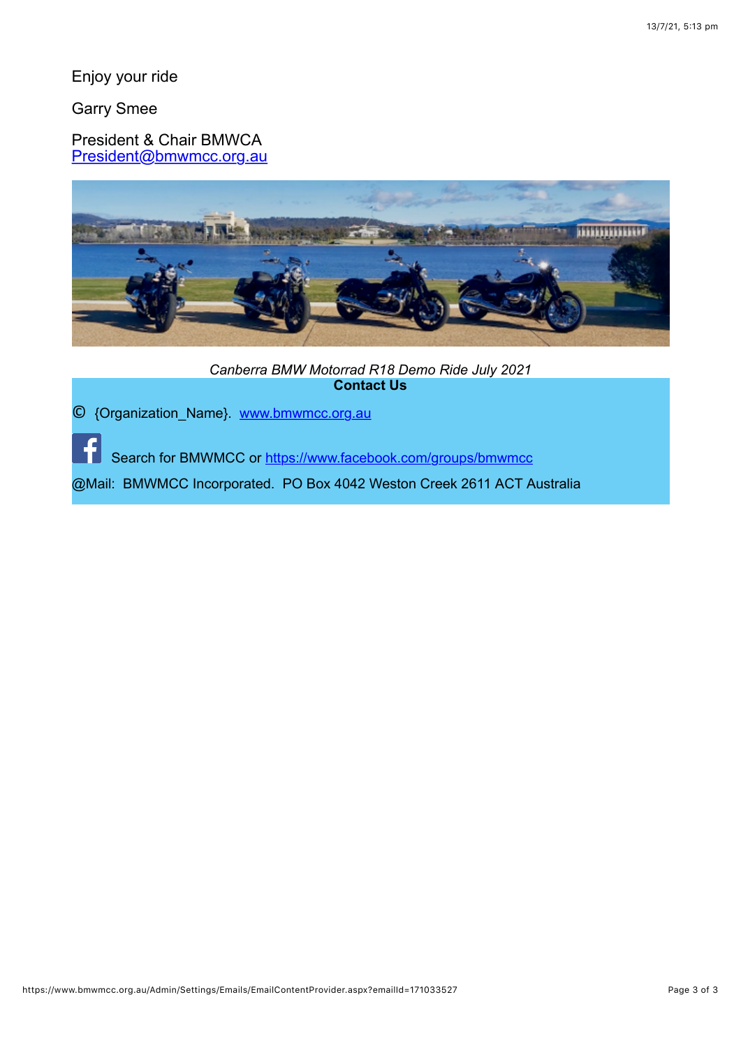Enjoy your ride

Garry Smee

President & Chair BMWCA
President@bmwmcc.org.au

*Canberra BMW Motorrad R18 Demo Ride July 2021*

**Contact Us**

© {Organization_Name}. www.bmwmcc.org.au

Search for BMWMCC or https://www.facebook.com/groups/bmwmcc

@Mail: BMWMCC Incorporated. PO Box 4042 Weston Creek 2611 ACT Australia